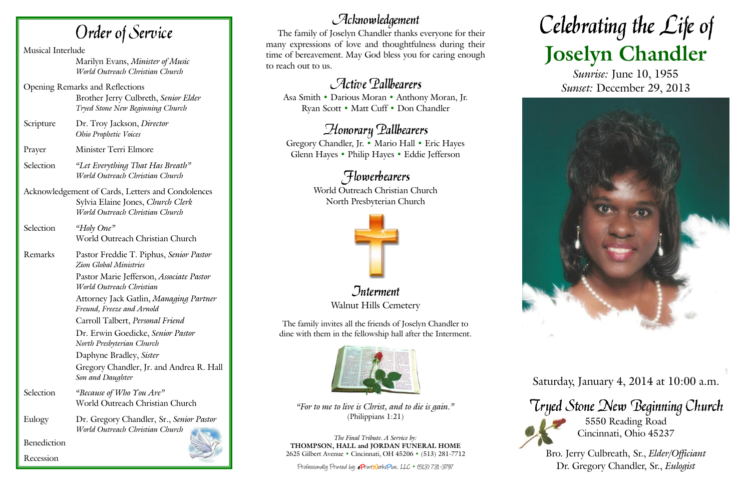# Order of Service

Musical Interlude
Marilyn Evans, *Minister of Music*
*World Outreach Christian Church*

Opening Remarks and Reflections
Brother Jerry Culbreth, *Senior Elder*
*Tryed Stone New Beginning Church*

Scripture — Dr. Troy Jackson, *Director*
*Ohio Prophetic Voices*

Prayer — Minister Terri Elmore

Selection — *"Let Everything That Has Breath"*
*World Outreach Christian Church*

Acknowledgement of Cards, Letters and Condolences
Sylvia Elaine Jones, *Church Clerk*
*World Outreach Christian Church*

Selection — *"Holy One"*
World Outreach Christian Church

Remarks — Pastor Freddie T. Piphus, *Senior Pastor*
*Zion Global Ministries*

Pastor Marie Jefferson, *Associate Pastor*
*World Outreach Christian*

Attorney Jack Gatlin, *Managing Partner*
*Freund, Freeze and Arnold*

Carroll Talbert, *Personal Friend*

Dr. Erwin Goedicke, *Senior Pastor*
*North Presbyterian Church*

Daphyne Bradley, *Sister*

Gregory Chandler, Jr. and Andrea R. Hall
*Son and Daughter*

Selection — *"Because of Who You Are"*
World Outreach Christian Church

Eulogy — Dr. Gregory Chandler, Sr., *Senior Pastor*
*World Outreach Christian Church*

Benediction

Recession

## Acknowledgement

The family of Joselyn Chandler thanks everyone for their many expressions of love and thoughtfulness during their time of bereavement. May God bless you for caring enough to reach out to us.

## Active Pallbearers

Asa Smith • Darious Moran • Anthony Moran, Jr.
Ryan Scott • Matt Cuff • Don Chandler

## Honorary Pallbearers

Gregory Chandler, Jr. • Mario Hall • Eric Hayes
Glenn Hayes • Philip Hayes • Eddie Jefferson

## Flowerbearers

World Outreach Christian Church
North Presbyterian Church

## Interment

Walnut Hills Cemetery

The family invites all the friends of Joselyn Chandler to dine with them in the fellowship hall after the Interment.

*"For to me to live is Christ, and to die is gain."*
(Philippians 1:21)

*The Final Tribute. A Service by:*
**THOMPSON, HALL and JORDAN FUNERAL HOME**
2625 Gilbert Avenue • Cincinnati, OH 45206 • (513) 281-7712

Professionally Printed by: ePrintWorksPlus, LLC • (513) 731-3797

# Celebrating the Life of
# Joselyn Chandler

*Sunrise:* June 10, 1955
*Sunset:* December 29, 2013

Saturday, January 4, 2014 at 10:00 a.m.

## Tryed Stone New Beginning Church

5550 Reading Road
Cincinnati, Ohio 45237

Bro. Jerry Culbreath, Sr., *Elder/Officiant*
Dr. Gregory Chandler, Sr., *Eulogist*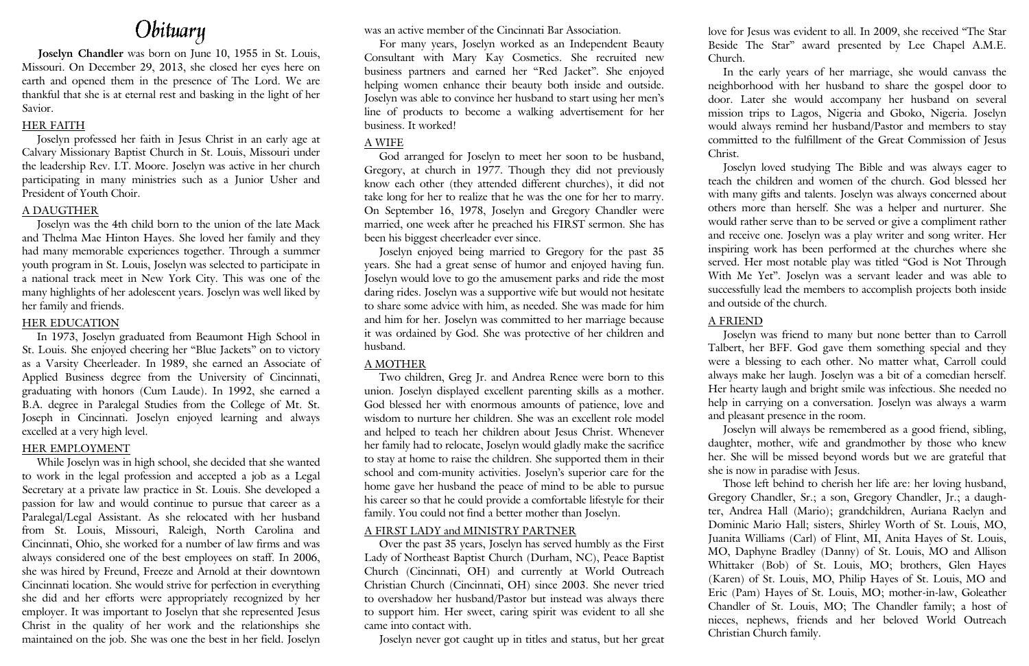# Obituary

**Joselyn Chandler** was born on June 10, 1955 in St. Louis, Missouri. On December 29, 2013, she closed her eyes here on earth and opened them in the presence of The Lord. We are thankful that she is at eternal rest and basking in the light of her Savior.

## HER FAITH

Joselyn professed her faith in Jesus Christ in an early age at Calvary Missionary Baptist Church in St. Louis, Missouri under the leadership Rev. I.T. Moore. Joselyn was active in her church participating in many ministries such as a Junior Usher and President of Youth Choir.

## A DAUGTHER

Joselyn was the 4th child born to the union of the late Mack and Thelma Mae Hinton Hayes. She loved her family and they had many memorable experiences together. Through a summer youth program in St. Louis, Joselyn was selected to participate in a national track meet in New York City. This was one of the many highlights of her adolescent years. Joselyn was well liked by her family and friends.

## HER EDUCATION

In 1973, Joselyn graduated from Beaumont High School in St. Louis. She enjoyed cheering her "Blue Jackets" on to victory as a Varsity Cheerleader. In 1989, she earned an Associate of Applied Business degree from the University of Cincinnati, graduating with honors (Cum Laude). In 1992, she earned a B.A. degree in Paralegal Studies from the College of Mt. St. Joseph in Cincinnati. Joselyn enjoyed learning and always excelled at a very high level.

## HER EMPLOYMENT

While Joselyn was in high school, she decided that she wanted to work in the legal profession and accepted a job as a Legal Secretary at a private law practice in St. Louis. She developed a passion for law and would continue to pursue that career as a Paralegal/Legal Assistant. As she relocated with her husband from St. Louis, Missouri, Raleigh, North Carolina and Cincinnati, Ohio, she worked for a number of law firms and was always considered one of the best employees on staff. In 2006, she was hired by Freund, Freeze and Arnold at their downtown Cincinnati location. She would strive for perfection in everything she did and her efforts were appropriately recognized by her employer. It was important to Joselyn that she represented Jesus Christ in the quality of her work and the relationships she maintained on the job. She was one the best in her field. Joselyn was an active member of the Cincinnati Bar Association.

For many years, Joselyn worked as an Independent Beauty Consultant with Mary Kay Cosmetics. She recruited new business partners and earned her "Red Jacket". She enjoyed helping women enhance their beauty both inside and outside. Joselyn was able to convince her husband to start using her men's line of products to become a walking advertisement for her business. It worked!

## A WIFE

God arranged for Joselyn to meet her soon to be husband, Gregory, at church in 1977. Though they did not previously know each other (they attended different churches), it did not take long for her to realize that he was the one for her to marry. On September 16, 1978, Joselyn and Gregory Chandler were married, one week after he preached his FIRST sermon. She has been his biggest cheerleader ever since.

Joselyn enjoyed being married to Gregory for the past 35 years. She had a great sense of humor and enjoyed having fun. Joselyn would love to go the amusement parks and ride the most daring rides. Joselyn was a supportive wife but would not hesitate to share some advice with him, as needed. She was made for him and him for her. Joselyn was committed to her marriage because it was ordained by God. She was protective of her children and husband.

## A MOTHER

Two children, Greg Jr. and Andrea Renee were born to this union. Joselyn displayed excellent parenting skills as a mother. God blessed her with enormous amounts of patience, love and wisdom to nurture her children. She was an excellent role model and helped to teach her children about Jesus Christ. Whenever her family had to relocate, Joselyn would gladly make the sacrifice to stay at home to raise the children. She supported them in their school and com-munity activities. Joselyn's superior care for the home gave her husband the peace of mind to be able to pursue his career so that he could provide a comfortable lifestyle for their family. You could not find a better mother than Joselyn.

## A FIRST LADY and MINISTRY PARTNER

Over the past 35 years, Joselyn has served humbly as the First Lady of Northeast Baptist Church (Durham, NC), Peace Baptist Church (Cincinnati, OH) and currently at World Outreach Christian Church (Cincinnati, OH) since 2003. She never tried to overshadow her husband/Pastor but instead was always there to support him. Her sweet, caring spirit was evident to all she came into contact with.

Joselyn never got caught up in titles and status, but her great love for Jesus was evident to all. In 2009, she received "The Star Beside The Star" award presented by Lee Chapel A.M.E. Church.

In the early years of her marriage, she would canvass the neighborhood with her husband to share the gospel door to door. Later she would accompany her husband on several mission trips to Lagos, Nigeria and Gboko, Nigeria. Joselyn would always remind her husband/Pastor and members to stay committed to the fulfillment of the Great Commission of Jesus Christ.

Joselyn loved studying The Bible and was always eager to teach the children and women of the church. God blessed her with many gifts and talents. Joselyn was always concerned about others more than herself. She was a helper and nurturer. She would rather serve than to be served or give a compliment rather and receive one. Joselyn was a play writer and song writer. Her inspiring work has been performed at the churches where she served. Her most notable play was titled "God is Not Through With Me Yet". Joselyn was a servant leader and was able to successfully lead the members to accomplish projects both inside and outside of the church.

## A FRIEND

Joselyn was friend to many but none better than to Carroll Talbert, her BFF. God gave them something special and they were a blessing to each other. No matter what, Carroll could always make her laugh. Joselyn was a bit of a comedian herself. Her hearty laugh and bright smile was infectious. She needed no help in carrying on a conversation. Joselyn was always a warm and pleasant presence in the room.

Joselyn will always be remembered as a good friend, sibling, daughter, mother, wife and grandmother by those who knew her. She will be missed beyond words but we are grateful that she is now in paradise with Jesus.

Those left behind to cherish her life are: her loving husband, Gregory Chandler, Sr.; a son, Gregory Chandler, Jr.; a daugh-ter, Andrea Hall (Mario); grandchildren, Auriana Raelyn and Dominic Mario Hall; sisters, Shirley Worth of St. Louis, MO, Juanita Williams (Carl) of Flint, MI, Anita Hayes of St. Louis, MO, Daphyne Bradley (Danny) of St. Louis, MO and Allison Whittaker (Bob) of St. Louis, MO; brothers, Glen Hayes (Karen) of St. Louis, MO, Philip Hayes of St. Louis, MO and Eric (Pam) Hayes of St. Louis, MO; mother-in-law, Goleather Chandler of St. Louis, MO; The Chandler family; a host of nieces, nephews, friends and her beloved World Outreach Christian Church family.